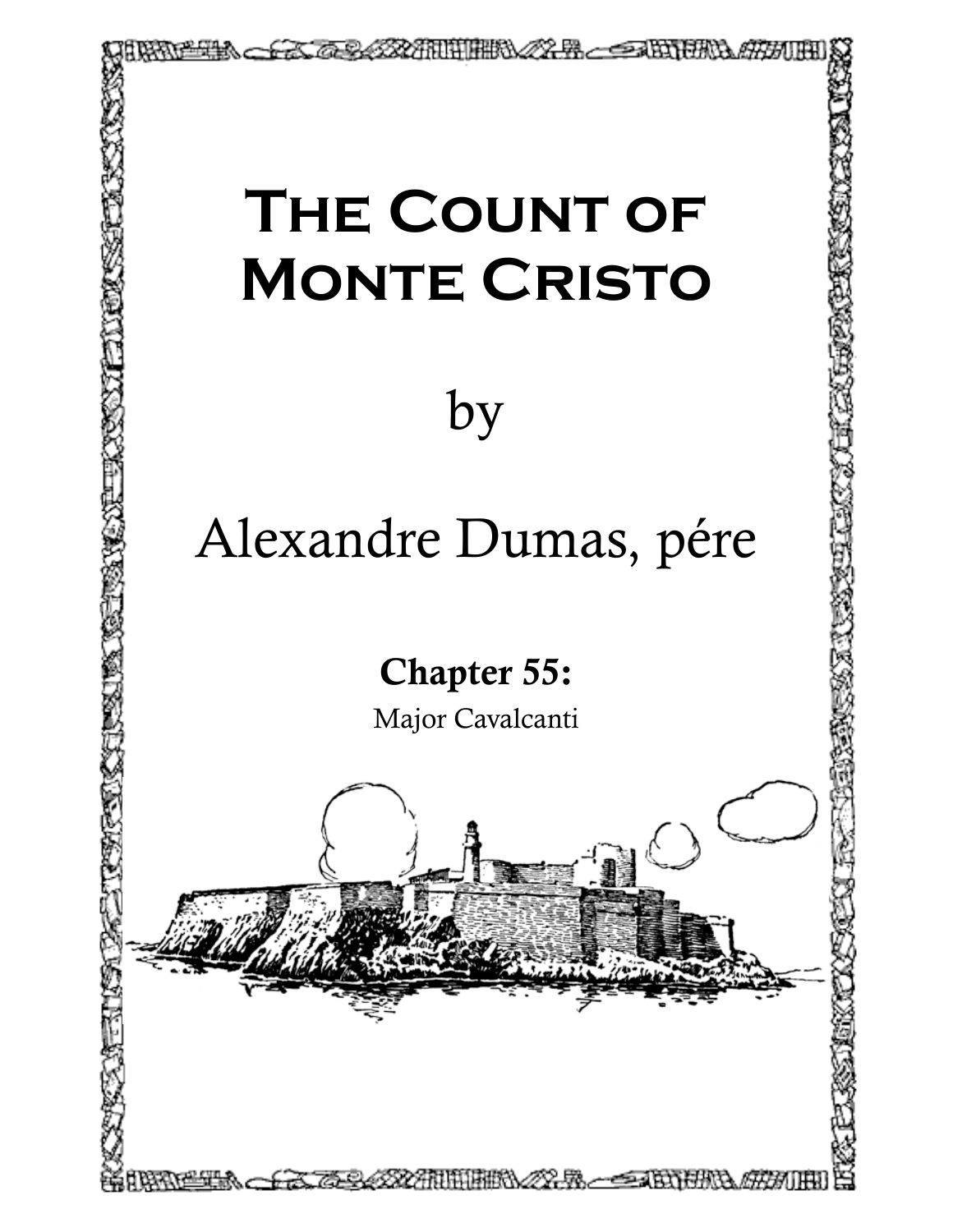# The Count of Monte Cristo

by

Alexandre Dumas, pére

## Chapter 55:

Major Cavalcanti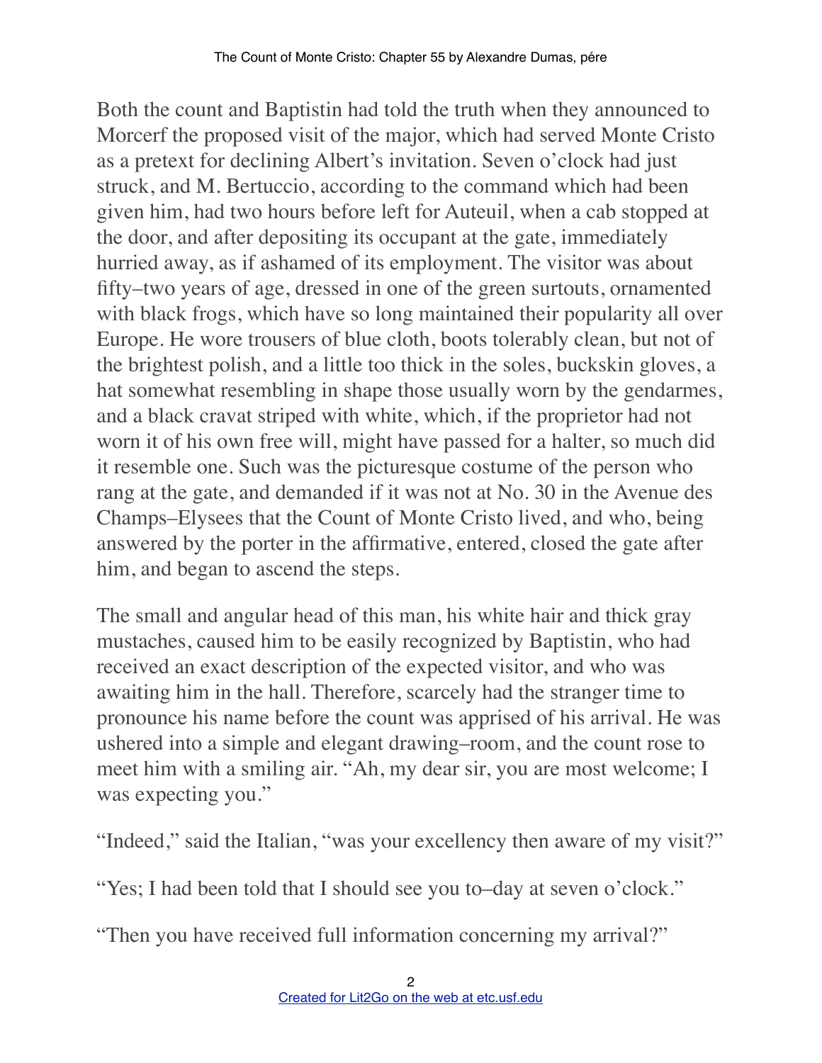Both the count and Baptistin had told the truth when they announced to Morcerf the proposed visit of the major, which had served Monte Cristo as a pretext for declining Albert's invitation. Seven o'clock had just struck, and M. Bertuccio, according to the command which had been given him, had two hours before left for Auteuil, when a cab stopped at the door, and after depositing its occupant at the gate, immediately hurried away, as if ashamed of its employment. The visitor was about fifty–two years of age, dressed in one of the green surtouts, ornamented with black frogs, which have so long maintained their popularity all over Europe. He wore trousers of blue cloth, boots tolerably clean, but not of the brightest polish, and a little too thick in the soles, buckskin gloves, a hat somewhat resembling in shape those usually worn by the gendarmes, and a black cravat striped with white, which, if the proprietor had not worn it of his own free will, might have passed for a halter, so much did it resemble one. Such was the picturesque costume of the person who rang at the gate, and demanded if it was not at No. 30 in the Avenue des Champs–Elysees that the Count of Monte Cristo lived, and who, being answered by the porter in the affirmative, entered, closed the gate after him, and began to ascend the steps.

The small and angular head of this man, his white hair and thick gray mustaches, caused him to be easily recognized by Baptistin, who had received an exact description of the expected visitor, and who was awaiting him in the hall. Therefore, scarcely had the stranger time to pronounce his name before the count was apprised of his arrival. He was ushered into a simple and elegant drawing–room, and the count rose to meet him with a smiling air. "Ah, my dear sir, you are most welcome; I was expecting you."

"Indeed," said the Italian, "was your excellency then aware of my visit?"

"Yes; I had been told that I should see you to–day at seven o'clock."

"Then you have received full information concerning my arrival?"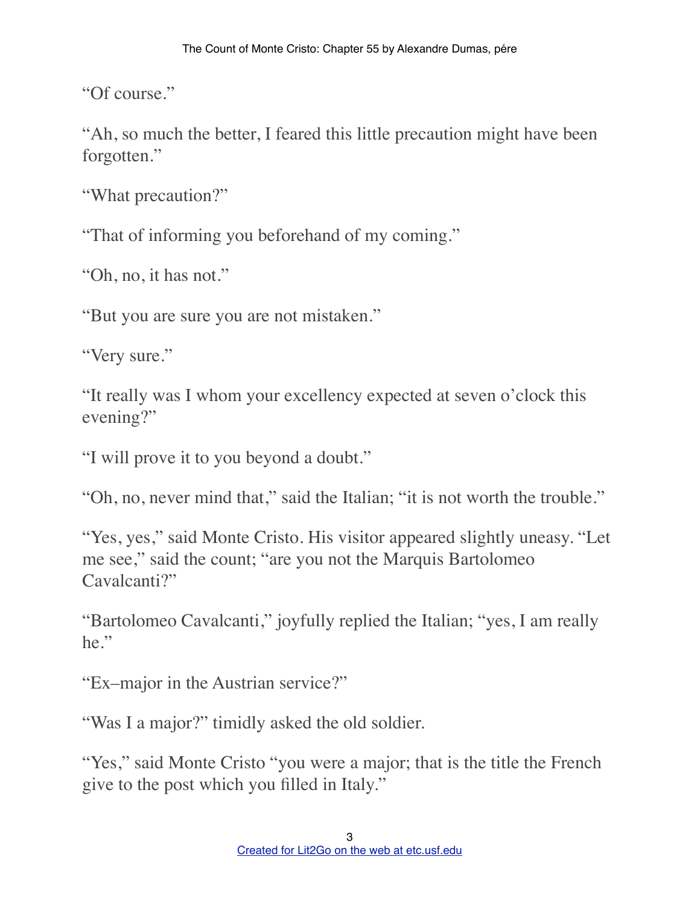"Of course."

"Ah, so much the better, I feared this little precaution might have been forgotten."

"What precaution?"

"That of informing you beforehand of my coming."

"Oh, no, it has not."

"But you are sure you are not mistaken."

"Very sure."

"It really was I whom your excellency expected at seven o'clock this evening?"

"I will prove it to you beyond a doubt."

"Oh, no, never mind that," said the Italian; "it is not worth the trouble."

"Yes, yes," said Monte Cristo. His visitor appeared slightly uneasy. "Let me see," said the count; "are you not the Marquis Bartolomeo Cavalcanti?"

"Bartolomeo Cavalcanti," joyfully replied the Italian; "yes, I am really he."

"Ex–major in the Austrian service?"

"Was I a major?" timidly asked the old soldier.

"Yes," said Monte Cristo "you were a major; that is the title the French give to the post which you filled in Italy."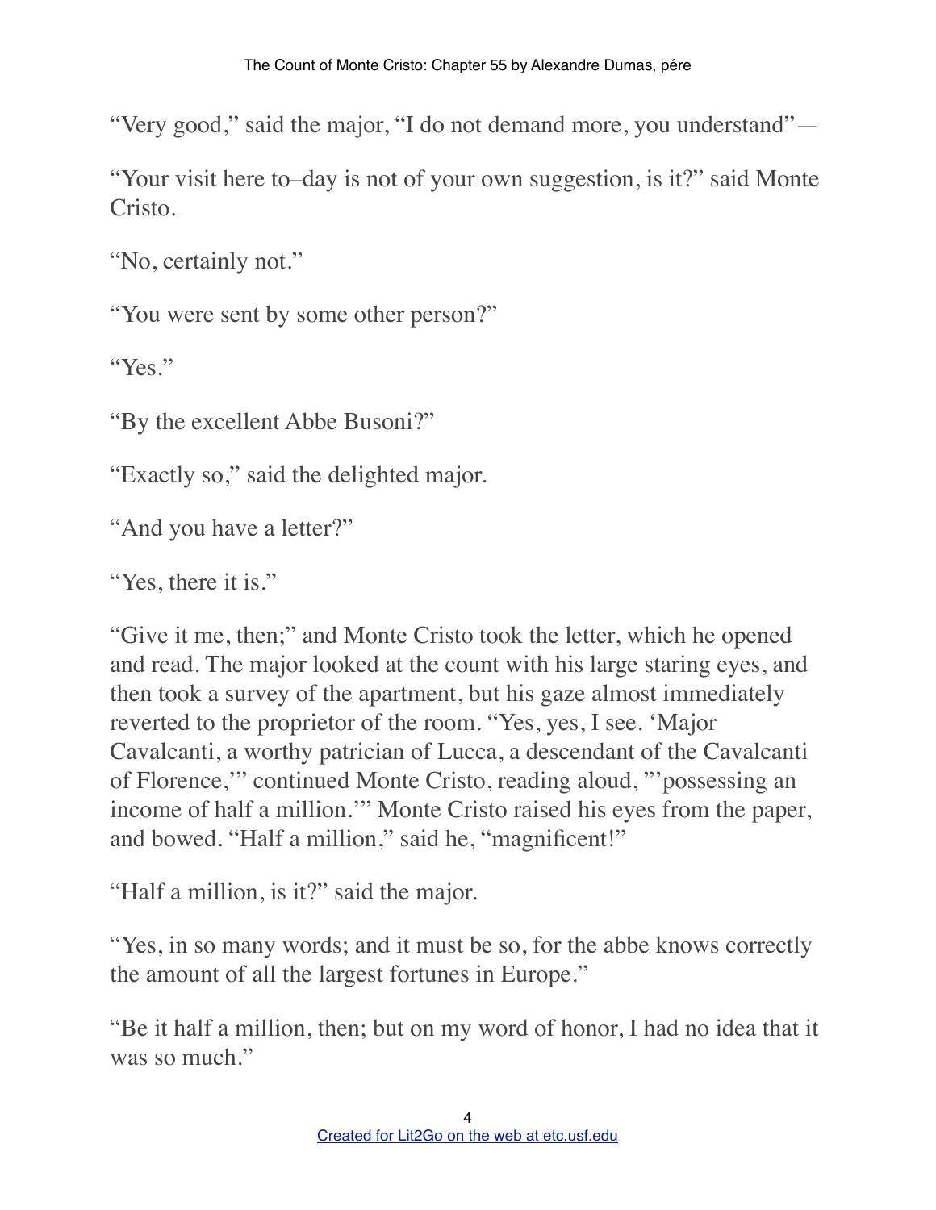"Very good," said the major, "I do not demand more, you understand"—

"Your visit here to–day is not of your own suggestion, is it?" said Monte Cristo.

"No, certainly not."

"You were sent by some other person?"

"Yes."

"By the excellent Abbe Busoni?"

"Exactly so," said the delighted major.

"And you have a letter?"

"Yes, there it is."

"Give it me, then;" and Monte Cristo took the letter, which he opened and read. The major looked at the count with his large staring eyes, and then took a survey of the apartment, but his gaze almost immediately reverted to the proprietor of the room. "Yes, yes, I see. 'Major Cavalcanti, a worthy patrician of Lucca, a descendant of the Cavalcanti of Florence,'" continued Monte Cristo, reading aloud, "'possessing an income of half a million.'" Monte Cristo raised his eyes from the paper, and bowed. "Half a million," said he, "magnificent!"

"Half a million, is it?" said the major.

"Yes, in so many words; and it must be so, for the abbe knows correctly the amount of all the largest fortunes in Europe."

"Be it half a million, then; but on my word of honor, I had no idea that it was so much."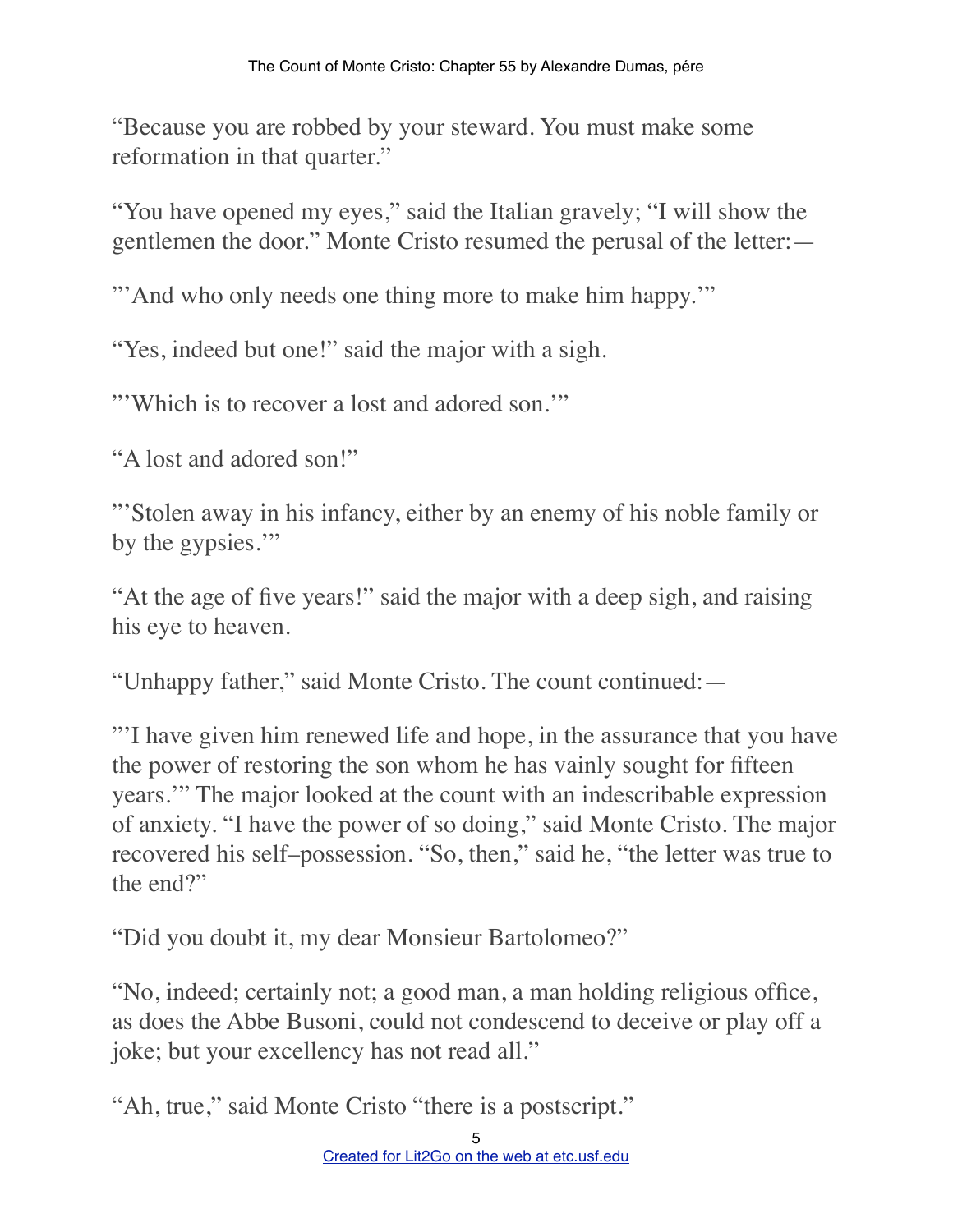“Because you are robbed by your steward. You must make some reformation in that quarter.”

“You have opened my eyes,” said the Italian gravely; “I will show the gentlemen the door.” Monte Cristo resumed the perusal of the letter:—

"’And who only needs one thing more to make him happy.’"

“Yes, indeed but one!” said the major with a sigh.

"’Which is to recover a lost and adored son.’"

“A lost and adored son!”

"’Stolen away in his infancy, either by an enemy of his noble family or by the gypsies.’"

“At the age of five years!” said the major with a deep sigh, and raising his eye to heaven.

“Unhappy father,” said Monte Cristo. The count continued:—

"’I have given him renewed life and hope, in the assurance that you have the power of restoring the son whom he has vainly sought for fifteen years.’" The major looked at the count with an indescribable expression of anxiety. “I have the power of so doing,” said Monte Cristo. The major recovered his self–possession. “So, then,” said he, “the letter was true to the end?”

“Did you doubt it, my dear Monsieur Bartolomeo?”

“No, indeed; certainly not; a good man, a man holding religious office, as does the Abbe Busoni, could not condescend to deceive or play off a joke; but your excellency has not read all.”

“Ah, true,” said Monte Cristo “there is a postscript.”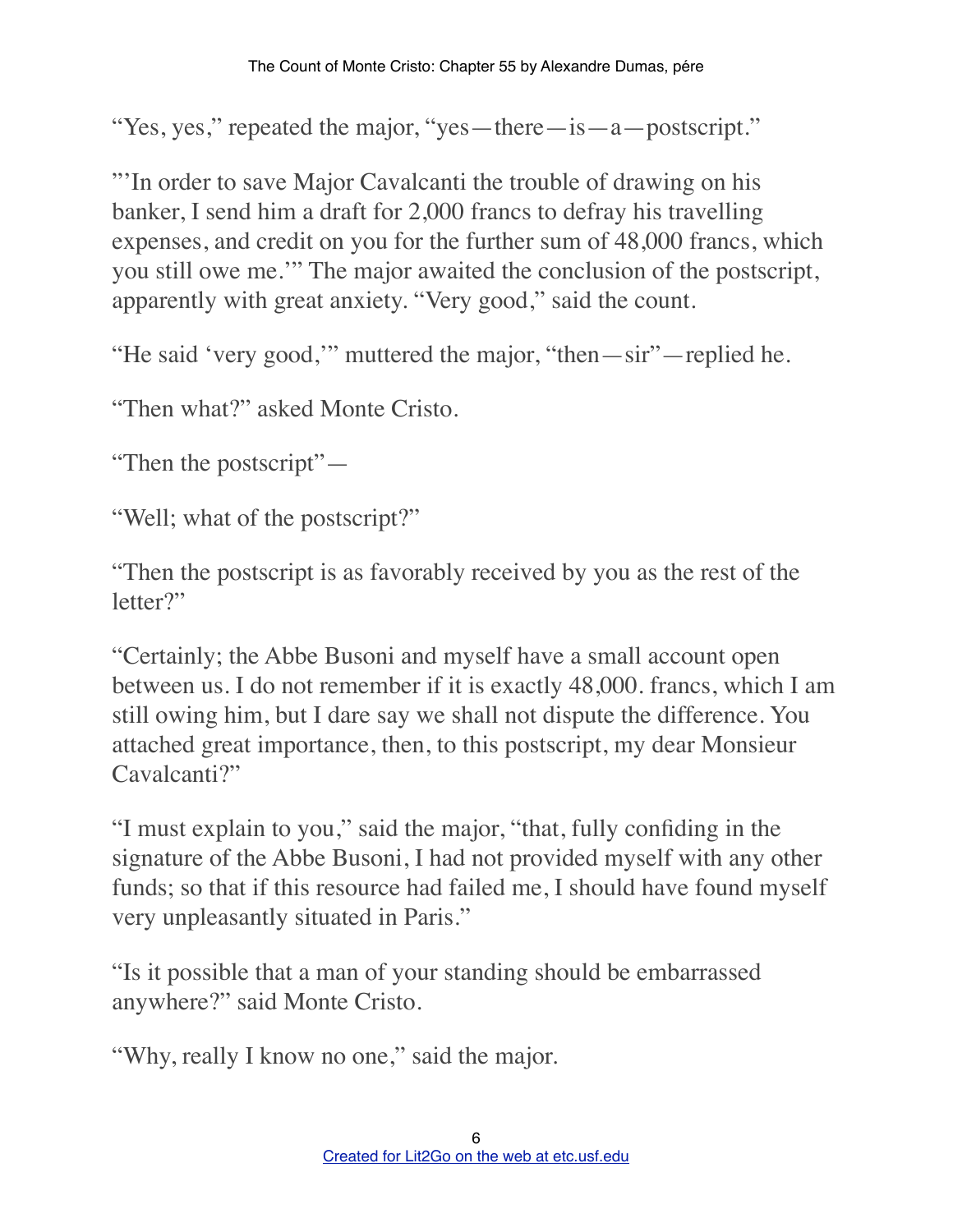"Yes, yes," repeated the major, "yes—there—is—a—postscript."

"'In order to save Major Cavalcanti the trouble of drawing on his banker, I send him a draft for 2,000 francs to defray his travelling expenses, and credit on you for the further sum of 48,000 francs, which you still owe me.'" The major awaited the conclusion of the postscript, apparently with great anxiety. "Very good," said the count.

"He said 'very good,'" muttered the major, "then—sir"—replied he.

"Then what?" asked Monte Cristo.

"Then the postscript"—

"Well; what of the postscript?"

"Then the postscript is as favorably received by you as the rest of the letter?"

"Certainly; the Abbe Busoni and myself have a small account open between us. I do not remember if it is exactly 48,000. francs, which I am still owing him, but I dare say we shall not dispute the difference. You attached great importance, then, to this postscript, my dear Monsieur Cavalcanti?"

"I must explain to you," said the major, "that, fully confiding in the signature of the Abbe Busoni, I had not provided myself with any other funds; so that if this resource had failed me, I should have found myself very unpleasantly situated in Paris."

"Is it possible that a man of your standing should be embarrassed anywhere?" said Monte Cristo.

"Why, really I know no one," said the major.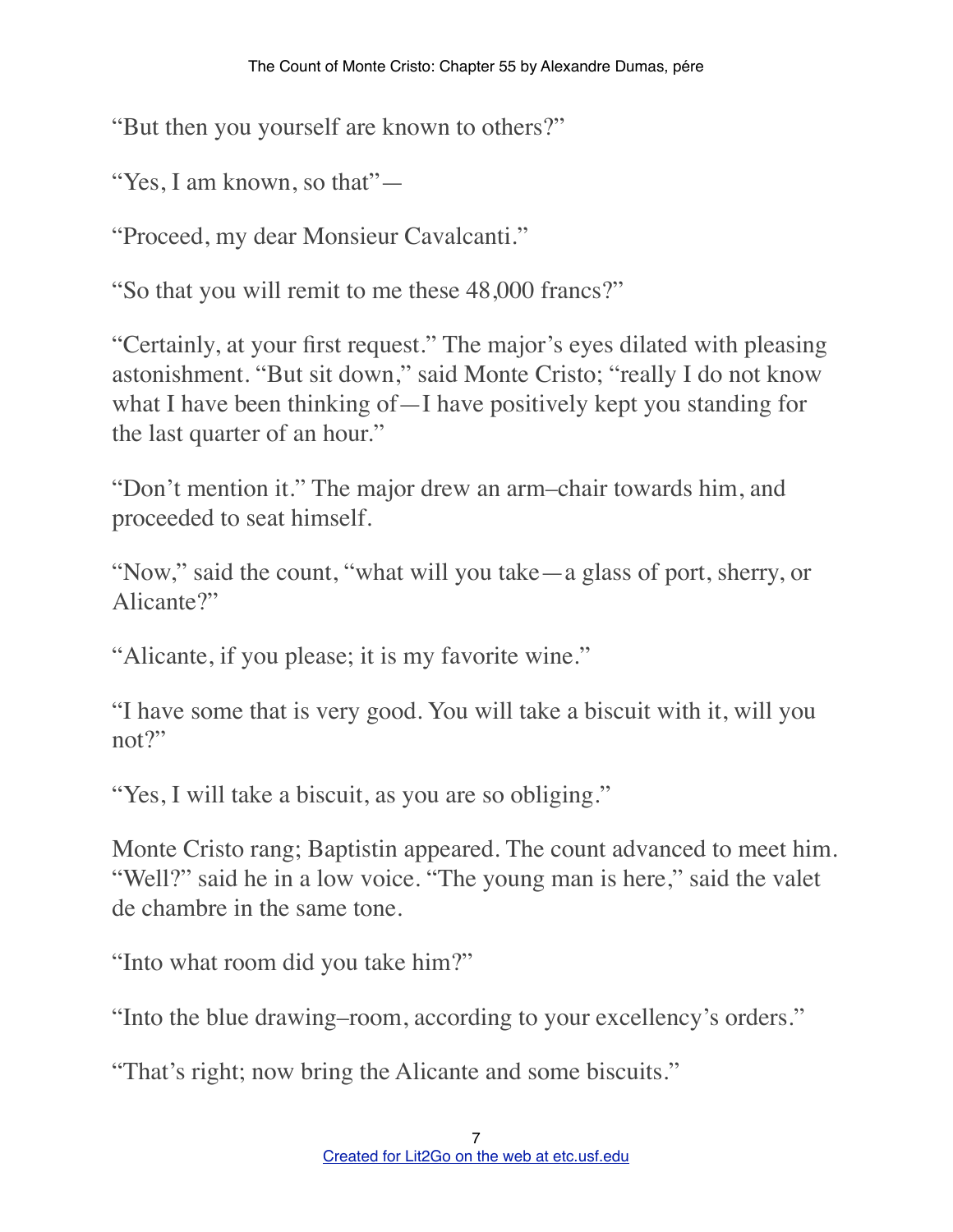"But then you yourself are known to others?"

"Yes, I am known, so that"—

"Proceed, my dear Monsieur Cavalcanti."

"So that you will remit to me these 48,000 francs?"

"Certainly, at your first request." The major's eyes dilated with pleasing astonishment. "But sit down," said Monte Cristo; "really I do not know what I have been thinking of—I have positively kept you standing for the last quarter of an hour."

"Don't mention it." The major drew an arm–chair towards him, and proceeded to seat himself.

"Now," said the count, "what will you take—a glass of port, sherry, or Alicante?"

"Alicante, if you please; it is my favorite wine."

"I have some that is very good. You will take a biscuit with it, will you not?"

"Yes, I will take a biscuit, as you are so obliging."

Monte Cristo rang; Baptistin appeared. The count advanced to meet him. "Well?" said he in a low voice. "The young man is here," said the valet de chambre in the same tone.

"Into what room did you take him?"

"Into the blue drawing–room, according to your excellency's orders."

"That's right; now bring the Alicante and some biscuits."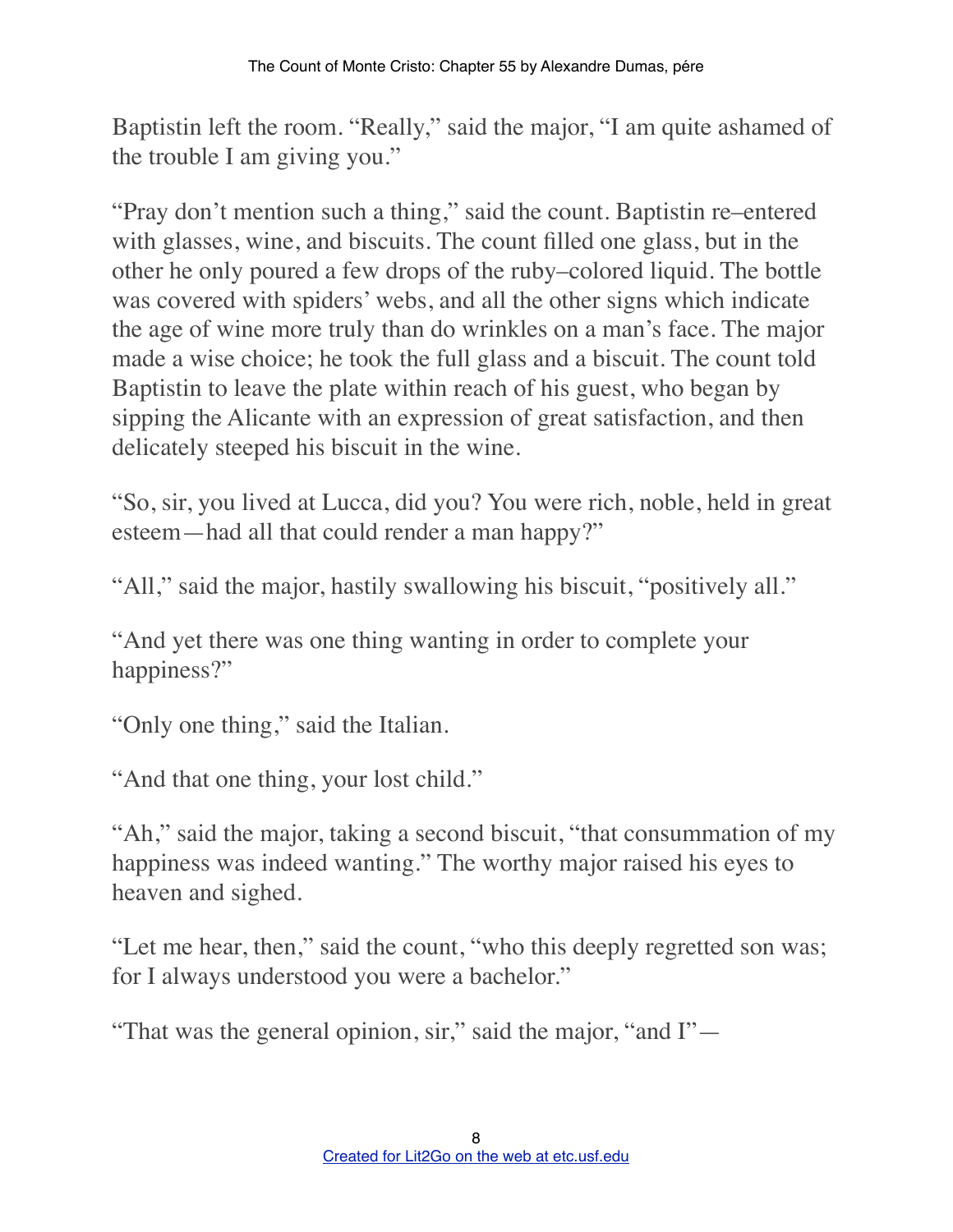Baptistin left the room. “Really,” said the major, “I am quite ashamed of the trouble I am giving you.”

“Pray don’t mention such a thing,” said the count. Baptistin re–entered with glasses, wine, and biscuits. The count filled one glass, but in the other he only poured a few drops of the ruby–colored liquid. The bottle was covered with spiders’ webs, and all the other signs which indicate the age of wine more truly than do wrinkles on a man’s face. The major made a wise choice; he took the full glass and a biscuit. The count told Baptistin to leave the plate within reach of his guest, who began by sipping the Alicante with an expression of great satisfaction, and then delicately steeped his biscuit in the wine.

“So, sir, you lived at Lucca, did you? You were rich, noble, held in great esteem—had all that could render a man happy?”

“All,” said the major, hastily swallowing his biscuit, “positively all.”

“And yet there was one thing wanting in order to complete your happiness?”

“Only one thing,” said the Italian.

“And that one thing, your lost child.”

“Ah,” said the major, taking a second biscuit, “that consummation of my happiness was indeed wanting.” The worthy major raised his eyes to heaven and sighed.

“Let me hear, then,” said the count, “who this deeply regretted son was; for I always understood you were a bachelor.”

“That was the general opinion, sir,” said the major, “and I”—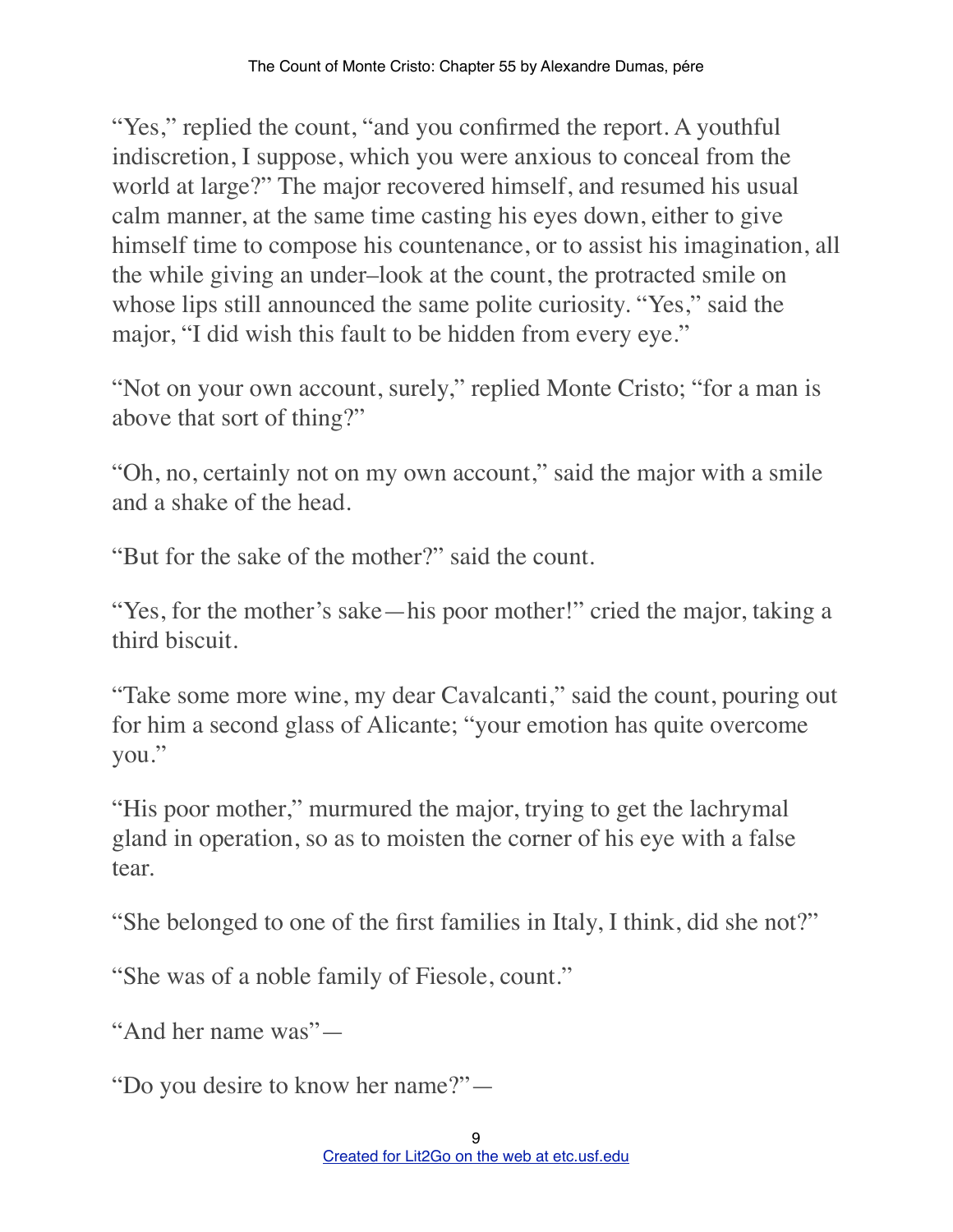"Yes," replied the count, "and you confirmed the report. A youthful indiscretion, I suppose, which you were anxious to conceal from the world at large?" The major recovered himself, and resumed his usual calm manner, at the same time casting his eyes down, either to give himself time to compose his countenance, or to assist his imagination, all the while giving an under–look at the count, the protracted smile on whose lips still announced the same polite curiosity. "Yes," said the major, "I did wish this fault to be hidden from every eye."

"Not on your own account, surely," replied Monte Cristo; "for a man is above that sort of thing?"

"Oh, no, certainly not on my own account," said the major with a smile and a shake of the head.

"But for the sake of the mother?" said the count.

"Yes, for the mother's sake—his poor mother!" cried the major, taking a third biscuit.

"Take some more wine, my dear Cavalcanti," said the count, pouring out for him a second glass of Alicante; "your emotion has quite overcome you."

"His poor mother," murmured the major, trying to get the lachrymal gland in operation, so as to moisten the corner of his eye with a false tear.

"She belonged to one of the first families in Italy, I think, did she not?"

"She was of a noble family of Fiesole, count."

"And her name was"—

"Do you desire to know her name?"—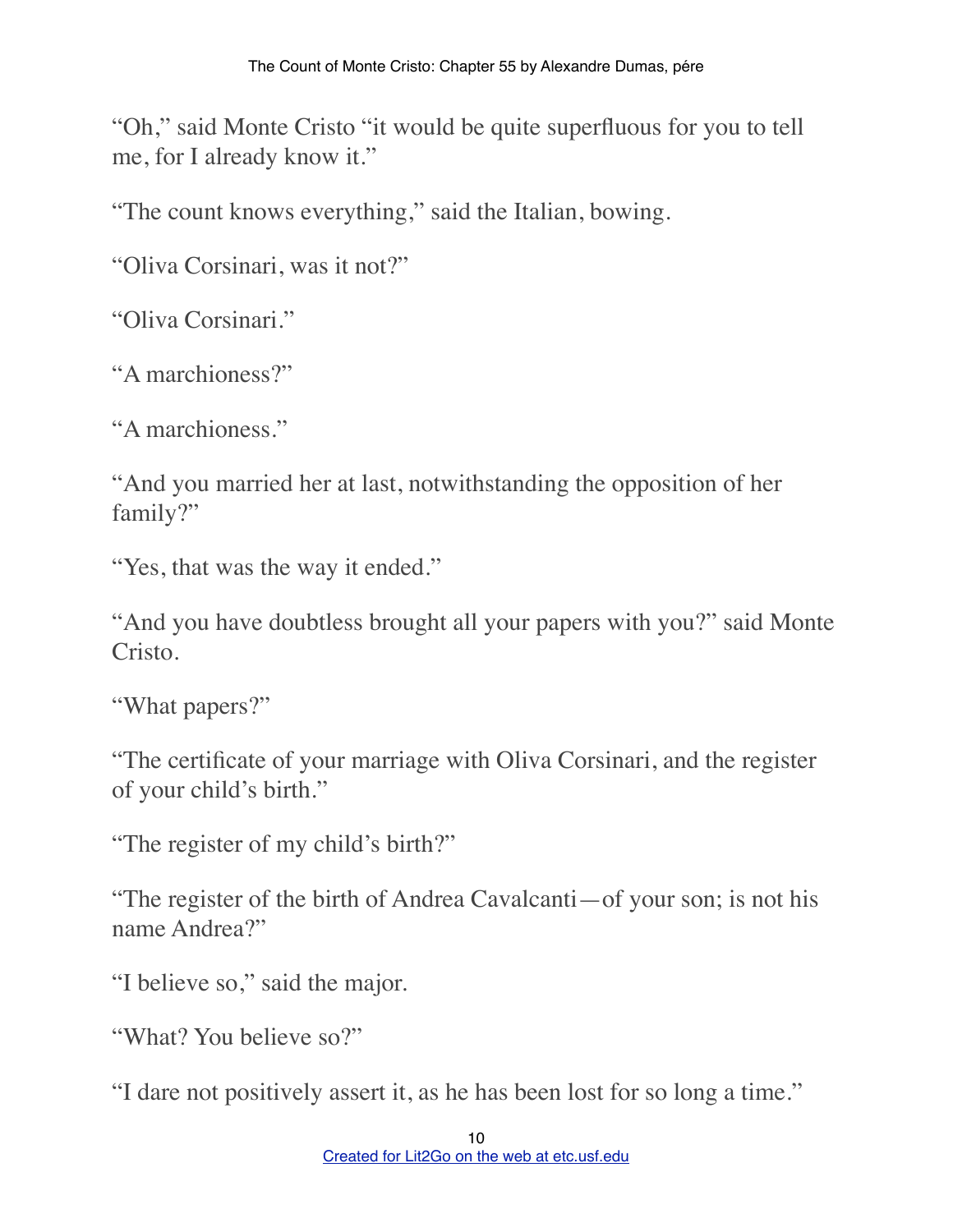"Oh," said Monte Cristo "it would be quite superfluous for you to tell me, for I already know it."

"The count knows everything," said the Italian, bowing.

"Oliva Corsinari, was it not?"

"Oliva Corsinari."

"A marchioness?"

"A marchioness."

"And you married her at last, notwithstanding the opposition of her family?"

"Yes, that was the way it ended."

"And you have doubtless brought all your papers with you?" said Monte Cristo.

"What papers?"

"The certificate of your marriage with Oliva Corsinari, and the register of your child's birth."

"The register of my child's birth?"

"The register of the birth of Andrea Cavalcanti—of your son; is not his name Andrea?"

"I believe so," said the major.

"What? You believe so?"

"I dare not positively assert it, as he has been lost for so long a time."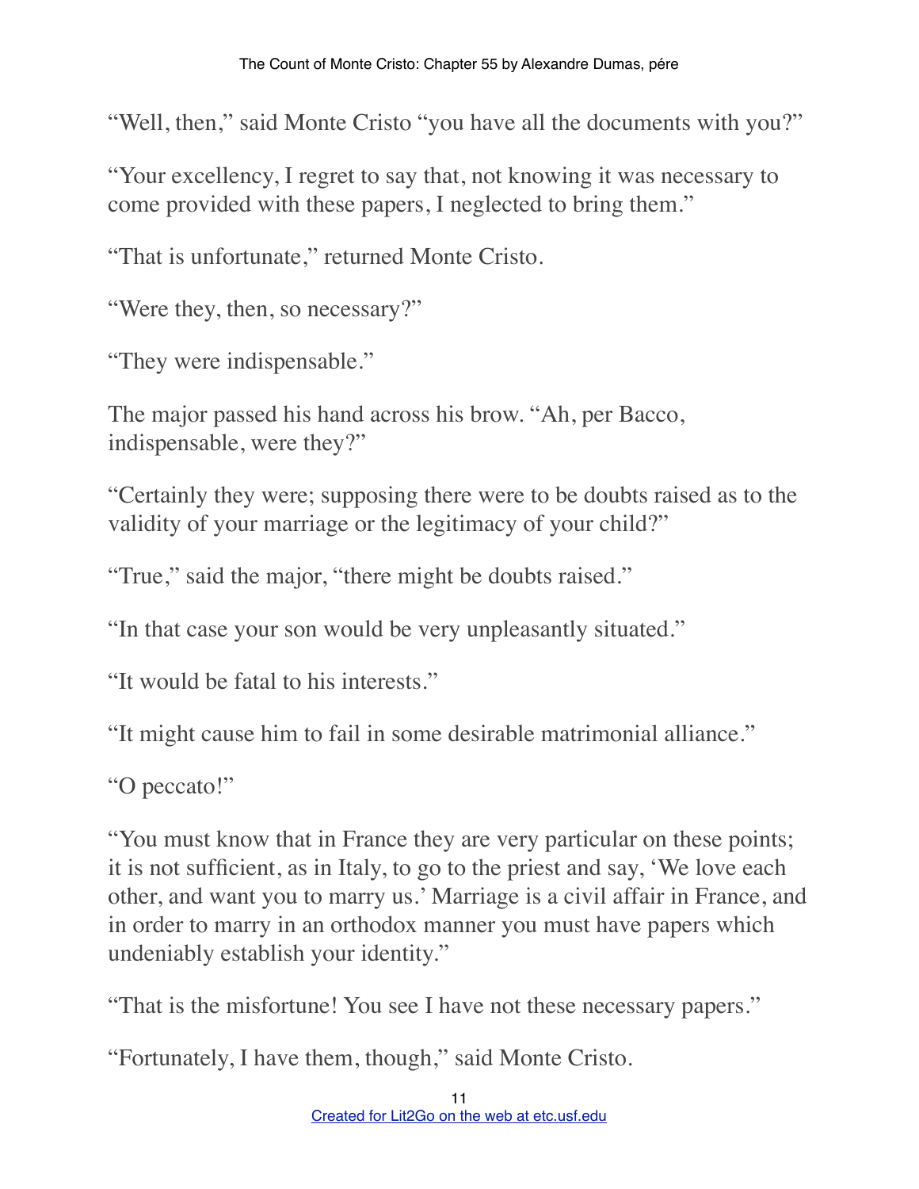"Well, then," said Monte Cristo "you have all the documents with you?"

"Your excellency, I regret to say that, not knowing it was necessary to come provided with these papers, I neglected to bring them."

"That is unfortunate," returned Monte Cristo.

"Were they, then, so necessary?"

"They were indispensable."

The major passed his hand across his brow. "Ah, per Bacco, indispensable, were they?"

"Certainly they were; supposing there were to be doubts raised as to the validity of your marriage or the legitimacy of your child?"

"True," said the major, "there might be doubts raised."

"In that case your son would be very unpleasantly situated."

"It would be fatal to his interests."

"It might cause him to fail in some desirable matrimonial alliance."

"O peccato!"

"You must know that in France they are very particular on these points; it is not sufficient, as in Italy, to go to the priest and say, 'We love each other, and want you to marry us.' Marriage is a civil affair in France, and in order to marry in an orthodox manner you must have papers which undeniably establish your identity."

"That is the misfortune! You see I have not these necessary papers."

"Fortunately, I have them, though," said Monte Cristo.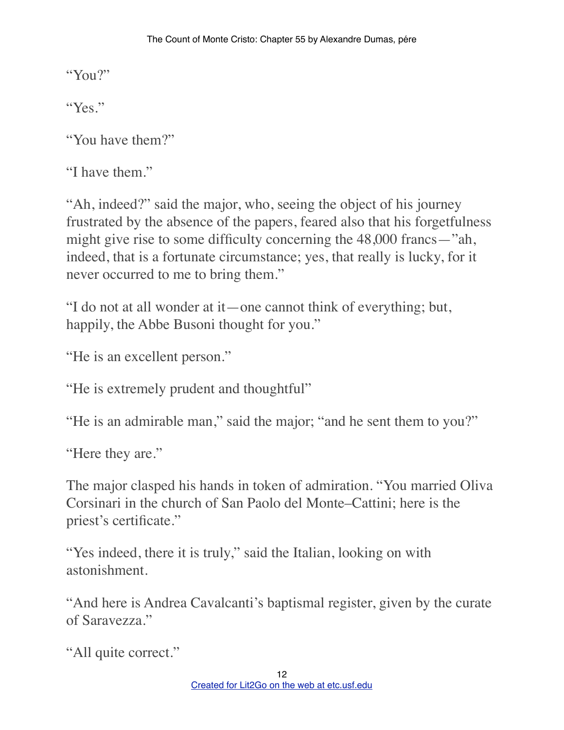"You?"

"Yes."

"You have them?"

"I have them."

"Ah, indeed?" said the major, who, seeing the object of his journey frustrated by the absence of the papers, feared also that his forgetfulness might give rise to some difficulty concerning the 48,000 francs—"ah, indeed, that is a fortunate circumstance; yes, that really is lucky, for it never occurred to me to bring them."

"I do not at all wonder at it—one cannot think of everything; but, happily, the Abbe Busoni thought for you."

"He is an excellent person."

"He is extremely prudent and thoughtful"

"He is an admirable man," said the major; "and he sent them to you?"

"Here they are."

The major clasped his hands in token of admiration. "You married Oliva Corsinari in the church of San Paolo del Monte–Cattini; here is the priest's certificate."

"Yes indeed, there it is truly," said the Italian, looking on with astonishment.

"And here is Andrea Cavalcanti's baptismal register, given by the curate of Saravezza."

"All quite correct."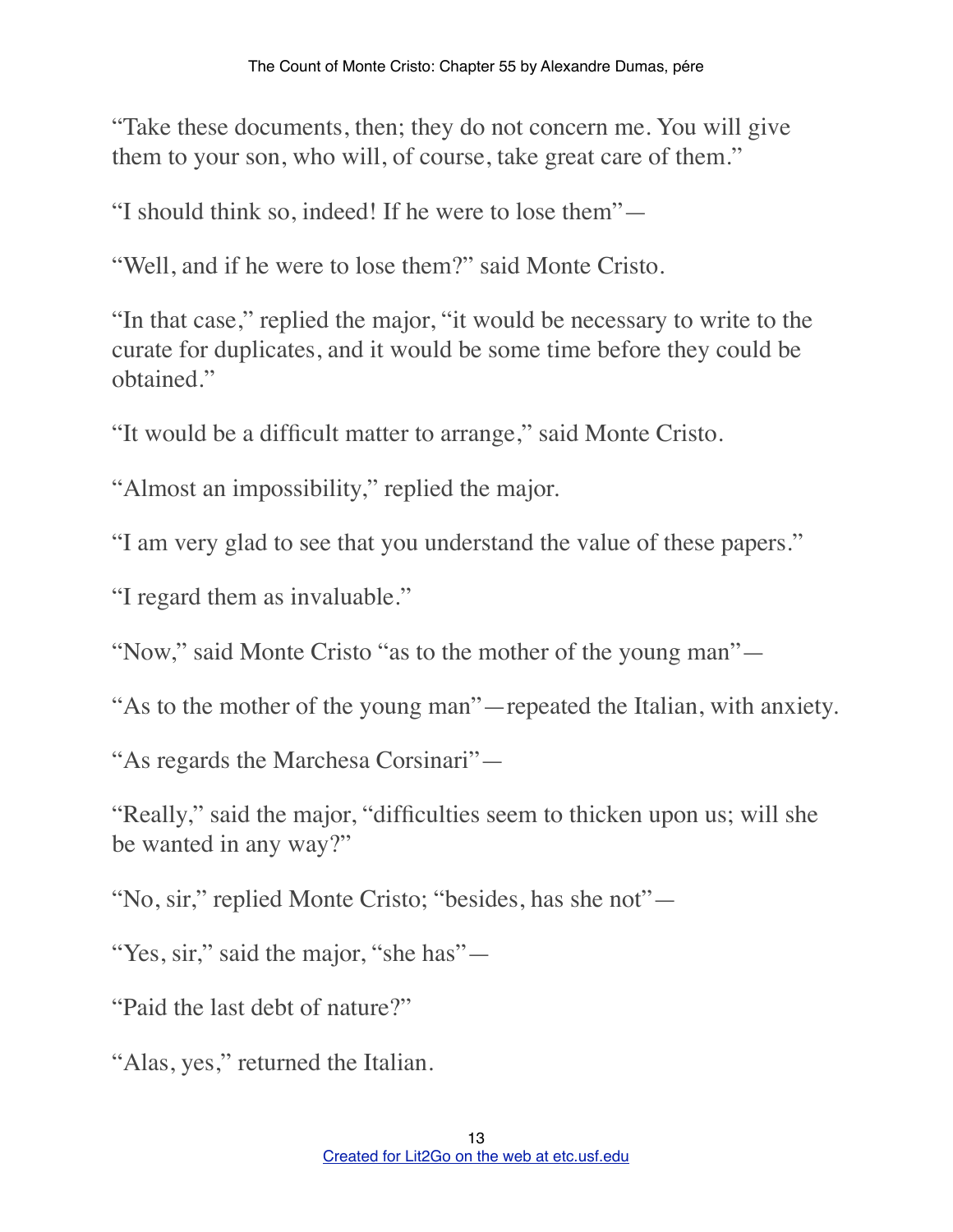"Take these documents, then; they do not concern me. You will give them to your son, who will, of course, take great care of them."

"I should think so, indeed! If he were to lose them"—

"Well, and if he were to lose them?" said Monte Cristo.

"In that case," replied the major, "it would be necessary to write to the curate for duplicates, and it would be some time before they could be obtained."

"It would be a difficult matter to arrange," said Monte Cristo.

"Almost an impossibility," replied the major.

"I am very glad to see that you understand the value of these papers."

"I regard them as invaluable."

"Now," said Monte Cristo "as to the mother of the young man"—

"As to the mother of the young man"—repeated the Italian, with anxiety.

"As regards the Marchesa Corsinari"—

"Really," said the major, "difficulties seem to thicken upon us; will she be wanted in any way?"

"No, sir," replied Monte Cristo; "besides, has she not"—

"Yes, sir," said the major, "she has"—

"Paid the last debt of nature?"

"Alas, yes," returned the Italian.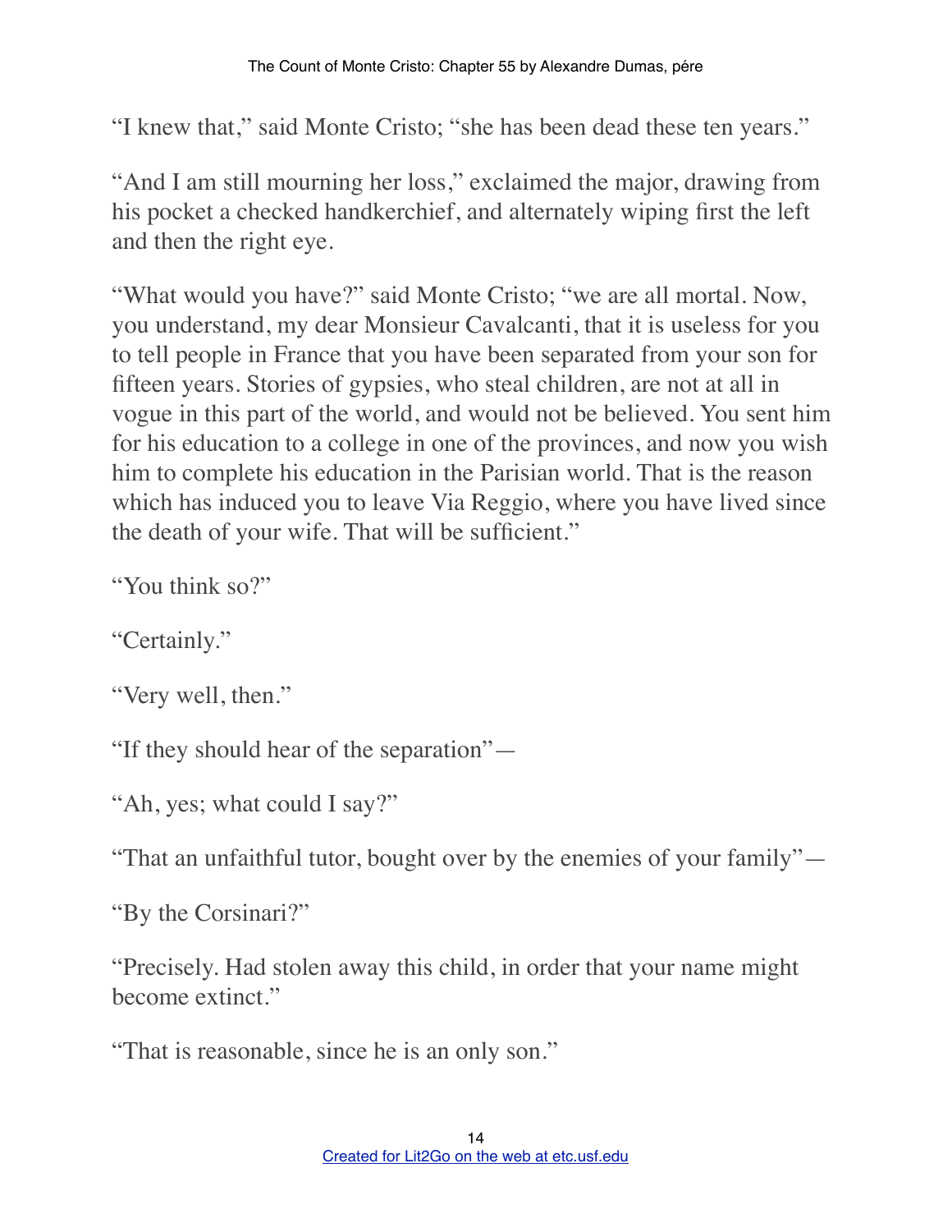"I knew that," said Monte Cristo; "she has been dead these ten years."

"And I am still mourning her loss," exclaimed the major, drawing from his pocket a checked handkerchief, and alternately wiping first the left and then the right eye.

"What would you have?" said Monte Cristo; "we are all mortal. Now, you understand, my dear Monsieur Cavalcanti, that it is useless for you to tell people in France that you have been separated from your son for fifteen years. Stories of gypsies, who steal children, are not at all in vogue in this part of the world, and would not be believed. You sent him for his education to a college in one of the provinces, and now you wish him to complete his education in the Parisian world. That is the reason which has induced you to leave Via Reggio, where you have lived since the death of your wife. That will be sufficient."

"You think so?"

"Certainly."

"Very well, then."

"If they should hear of the separation"—

"Ah, yes; what could I say?"

"That an unfaithful tutor, bought over by the enemies of your family"—

"By the Corsinari?"

"Precisely. Had stolen away this child, in order that your name might become extinct."

"That is reasonable, since he is an only son."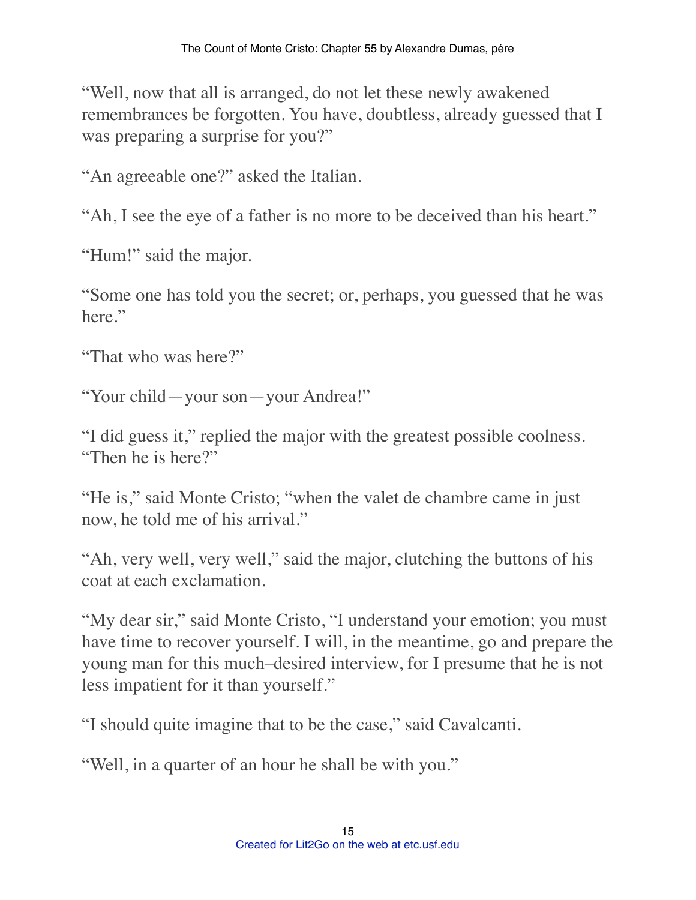"Well, now that all is arranged, do not let these newly awakened remembrances be forgotten. You have, doubtless, already guessed that I was preparing a surprise for you?"

"An agreeable one?" asked the Italian.

"Ah, I see the eye of a father is no more to be deceived than his heart."

"Hum!" said the major.

"Some one has told you the secret; or, perhaps, you guessed that he was here."

"That who was here?"

"Your child—your son—your Andrea!"

"I did guess it," replied the major with the greatest possible coolness. "Then he is here?"

"He is," said Monte Cristo; "when the valet de chambre came in just now, he told me of his arrival."

"Ah, very well, very well," said the major, clutching the buttons of his coat at each exclamation.

"My dear sir," said Monte Cristo, "I understand your emotion; you must have time to recover yourself. I will, in the meantime, go and prepare the young man for this much–desired interview, for I presume that he is not less impatient for it than yourself."

"I should quite imagine that to be the case," said Cavalcanti.

"Well, in a quarter of an hour he shall be with you."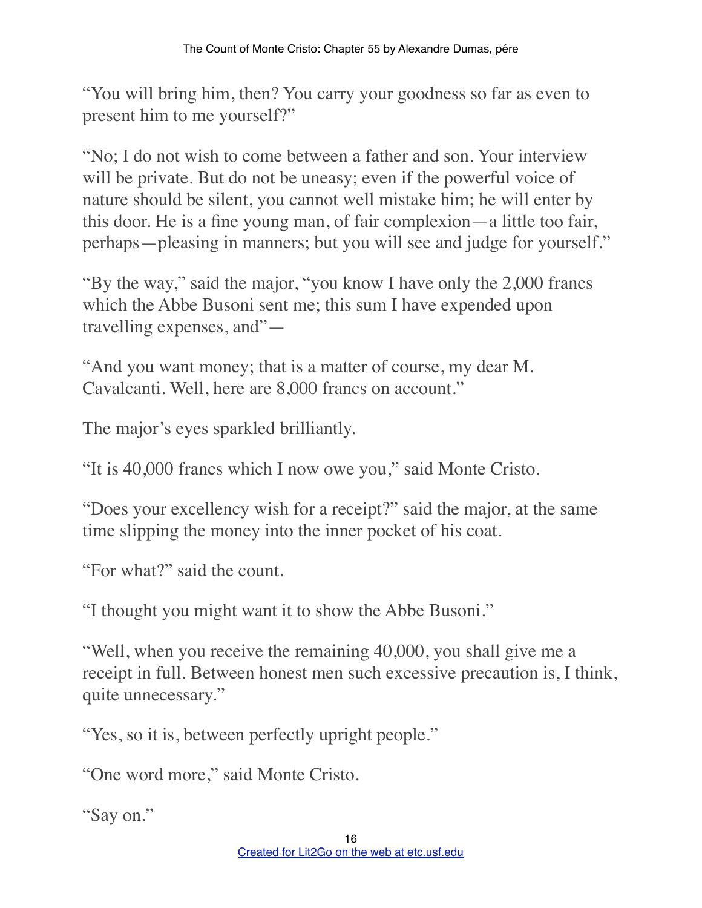"You will bring him, then? You carry your goodness so far as even to present him to me yourself?"

"No; I do not wish to come between a father and son. Your interview will be private. But do not be uneasy; even if the powerful voice of nature should be silent, you cannot well mistake him; he will enter by this door. He is a fine young man, of fair complexion—a little too fair, perhaps—pleasing in manners; but you will see and judge for yourself."

"By the way," said the major, "you know I have only the 2,000 francs which the Abbe Busoni sent me; this sum I have expended upon travelling expenses, and"—

"And you want money; that is a matter of course, my dear M. Cavalcanti. Well, here are 8,000 francs on account."

The major's eyes sparkled brilliantly.

"It is 40,000 francs which I now owe you," said Monte Cristo.

"Does your excellency wish for a receipt?" said the major, at the same time slipping the money into the inner pocket of his coat.

"For what?" said the count.

"I thought you might want it to show the Abbe Busoni."

"Well, when you receive the remaining 40,000, you shall give me a receipt in full. Between honest men such excessive precaution is, I think, quite unnecessary."

"Yes, so it is, between perfectly upright people."

"One word more," said Monte Cristo.

"Say on."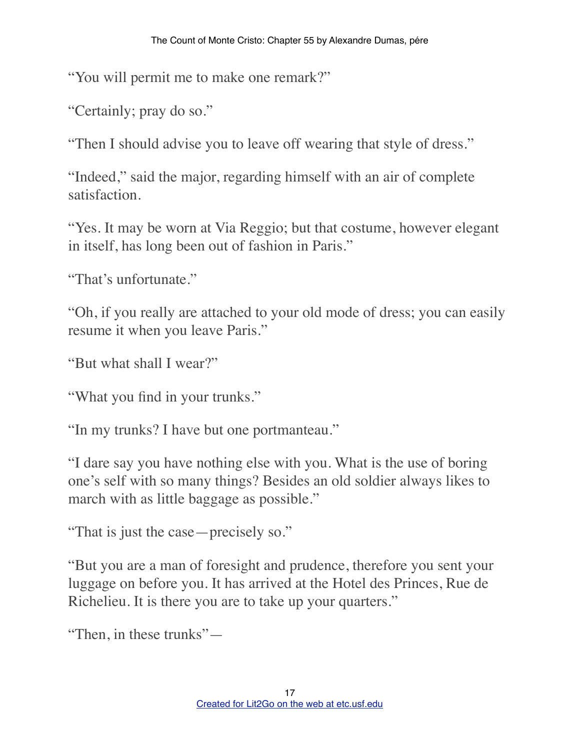"You will permit me to make one remark?"

"Certainly; pray do so."

"Then I should advise you to leave off wearing that style of dress."

"Indeed," said the major, regarding himself with an air of complete satisfaction.

"Yes. It may be worn at Via Reggio; but that costume, however elegant in itself, has long been out of fashion in Paris."

"That's unfortunate."

"Oh, if you really are attached to your old mode of dress; you can easily resume it when you leave Paris."

"But what shall I wear?"

"What you find in your trunks."

"In my trunks? I have but one portmanteau."

"I dare say you have nothing else with you. What is the use of boring one's self with so many things? Besides an old soldier always likes to march with as little baggage as possible."

"That is just the case—precisely so."

"But you are a man of foresight and prudence, therefore you sent your luggage on before you. It has arrived at the Hotel des Princes, Rue de Richelieu. It is there you are to take up your quarters."

"Then, in these trunks"—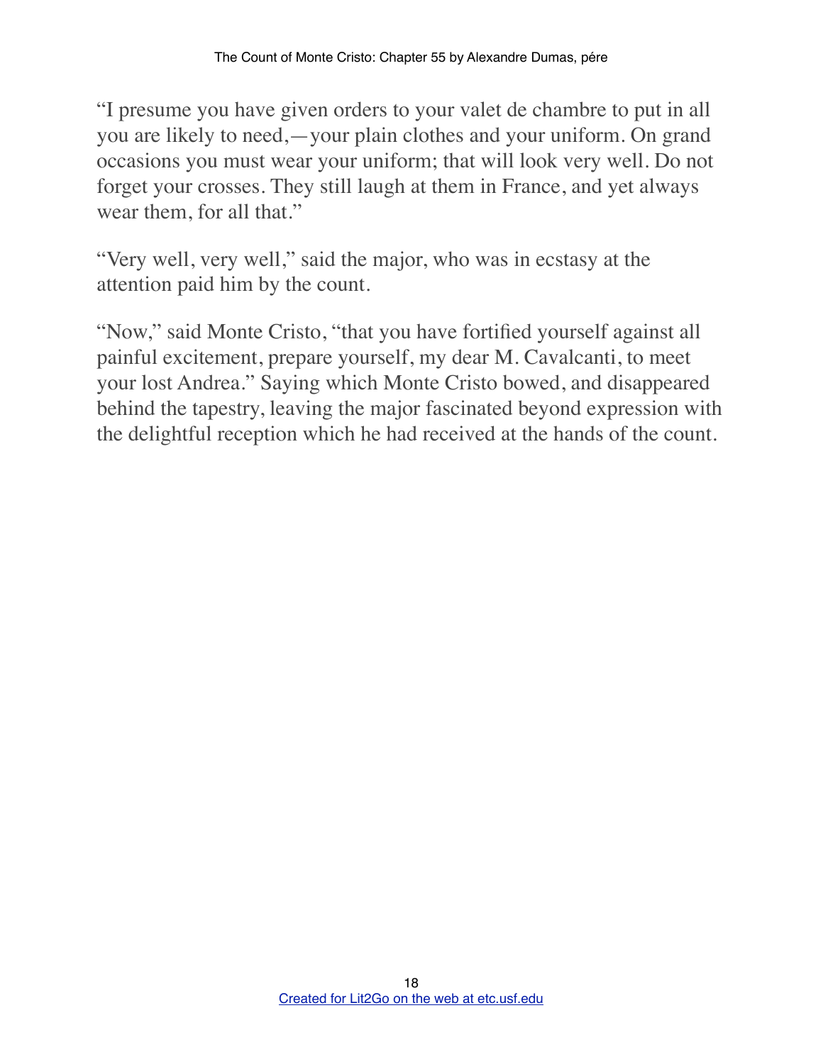"I presume you have given orders to your valet de chambre to put in all you are likely to need,—your plain clothes and your uniform. On grand occasions you must wear your uniform; that will look very well. Do not forget your crosses. They still laugh at them in France, and yet always wear them, for all that."

"Very well, very well," said the major, who was in ecstasy at the attention paid him by the count.

"Now," said Monte Cristo, "that you have fortified yourself against all painful excitement, prepare yourself, my dear M. Cavalcanti, to meet your lost Andrea." Saying which Monte Cristo bowed, and disappeared behind the tapestry, leaving the major fascinated beyond expression with the delightful reception which he had received at the hands of the count.